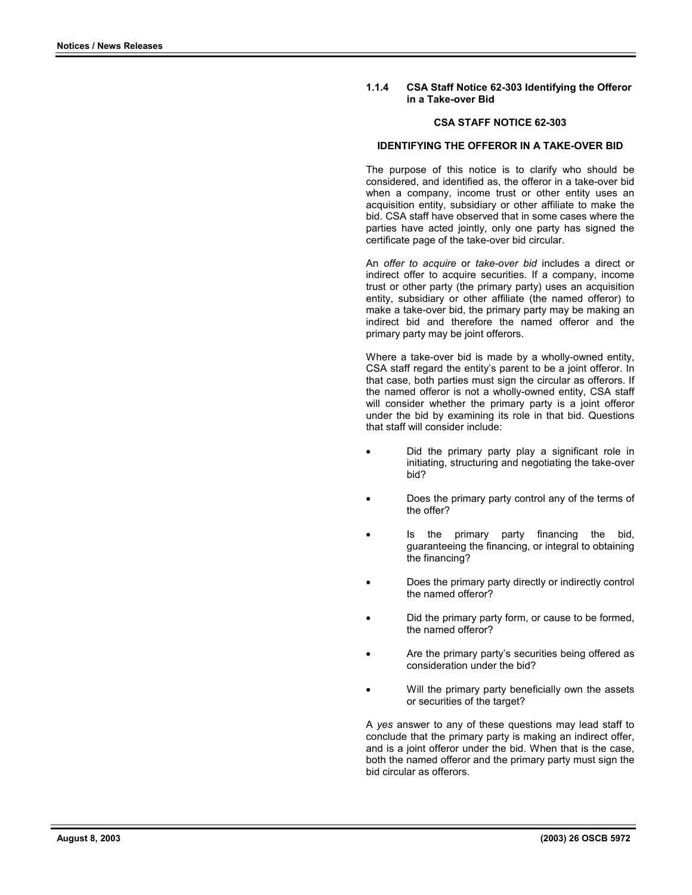### 1.1.4 CSA Staff Notice 62-303 Identifying the Offeror in a Take-over Bid

**CSA STAFF NOTICE 62-303**

**IDENTIFYING THE OFFEROR IN A TAKE-OVER BID**

The purpose of this notice is to clarify who should be considered, and identified as, the offeror in a take-over bid when a company, income trust or other entity uses an acquisition entity, subsidiary or other affiliate to make the bid. CSA staff have observed that in some cases where the parties have acted jointly, only one party has signed the certificate page of the take-over bid circular.

An *offer to acquire* or *take-over bid* includes a direct or indirect offer to acquire securities. If a company, income trust or other party (the primary party) uses an acquisition entity, subsidiary or other affiliate (the named offeror) to make a take-over bid, the primary party may be making an indirect bid and therefore the named offeror and the primary party may be joint offerors.

Where a take-over bid is made by a wholly-owned entity, CSA staff regard the entity's parent to be a joint offeror. In that case, both parties must sign the circular as offerors. If the named offeror is not a wholly-owned entity, CSA staff will consider whether the primary party is a joint offeror under the bid by examining its role in that bid. Questions that staff will consider include:

- Did the primary party play a significant role in initiating, structuring and negotiating the take-over bid?
- Does the primary party control any of the terms of the offer?
- Is the primary party financing the bid, guaranteeing the financing, or integral to obtaining the financing?
- Does the primary party directly or indirectly control the named offeror?
- Did the primary party form, or cause to be formed, the named offeror?
- Are the primary party's securities being offered as consideration under the bid?
- Will the primary party beneficially own the assets or securities of the target?

A *yes* answer to any of these questions may lead staff to conclude that the primary party is making an indirect offer, and is a joint offeror under the bid. When that is the case, both the named offeror and the primary party must sign the bid circular as offerors.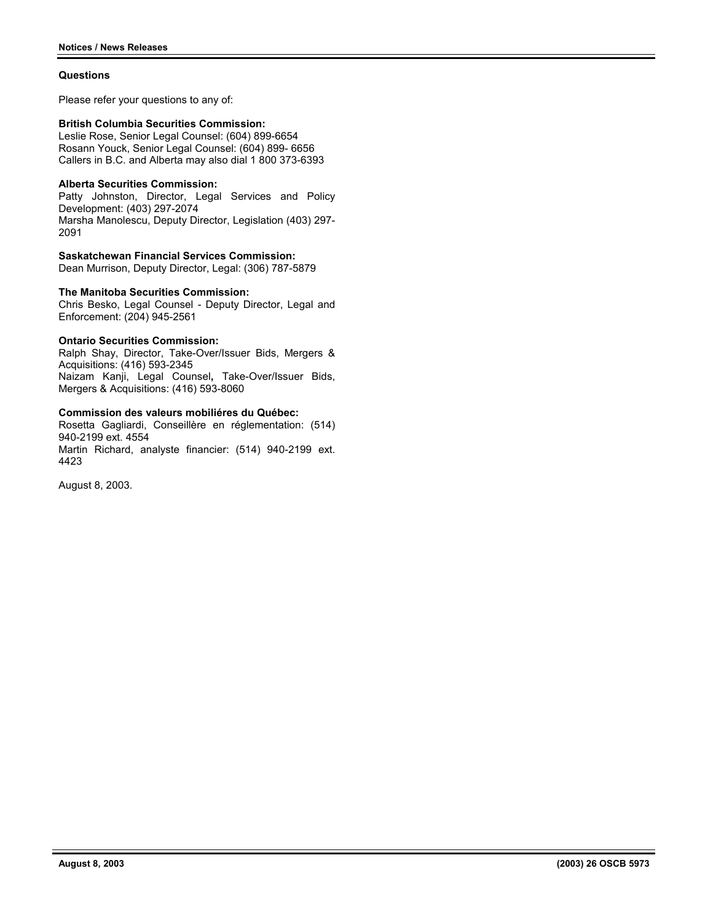### Questions

Please refer your questions to any of:

**British Columbia Securities Commission:**
Leslie Rose, Senior Legal Counsel: (604) 899-6654
Rosann Youck, Senior Legal Counsel: (604) 899- 6656
Callers in B.C. and Alberta may also dial 1 800 373-6393

**Alberta Securities Commission:**
Patty Johnston, Director, Legal Services and Policy Development: (403) 297-2074
Marsha Manolescu, Deputy Director, Legislation (403) 297-2091

**Saskatchewan Financial Services Commission:**
Dean Murrison, Deputy Director, Legal: (306) 787-5879

**The Manitoba Securities Commission:**
Chris Besko, Legal Counsel - Deputy Director, Legal and Enforcement: (204) 945-2561

**Ontario Securities Commission:**
Ralph Shay, Director, Take-Over/Issuer Bids, Mergers & Acquisitions: (416) 593-2345
Naizam Kanji, Legal Counsel**,** Take-Over/Issuer Bids, Mergers & Acquisitions: (416) 593-8060

**Commission des valeurs mobiliéres du Québec:**
Rosetta Gagliardi, Conseillère en réglementation: (514) 940-2199 ext. 4554
Martin Richard, analyste financier: (514) 940-2199 ext. 4423

August 8, 2003.